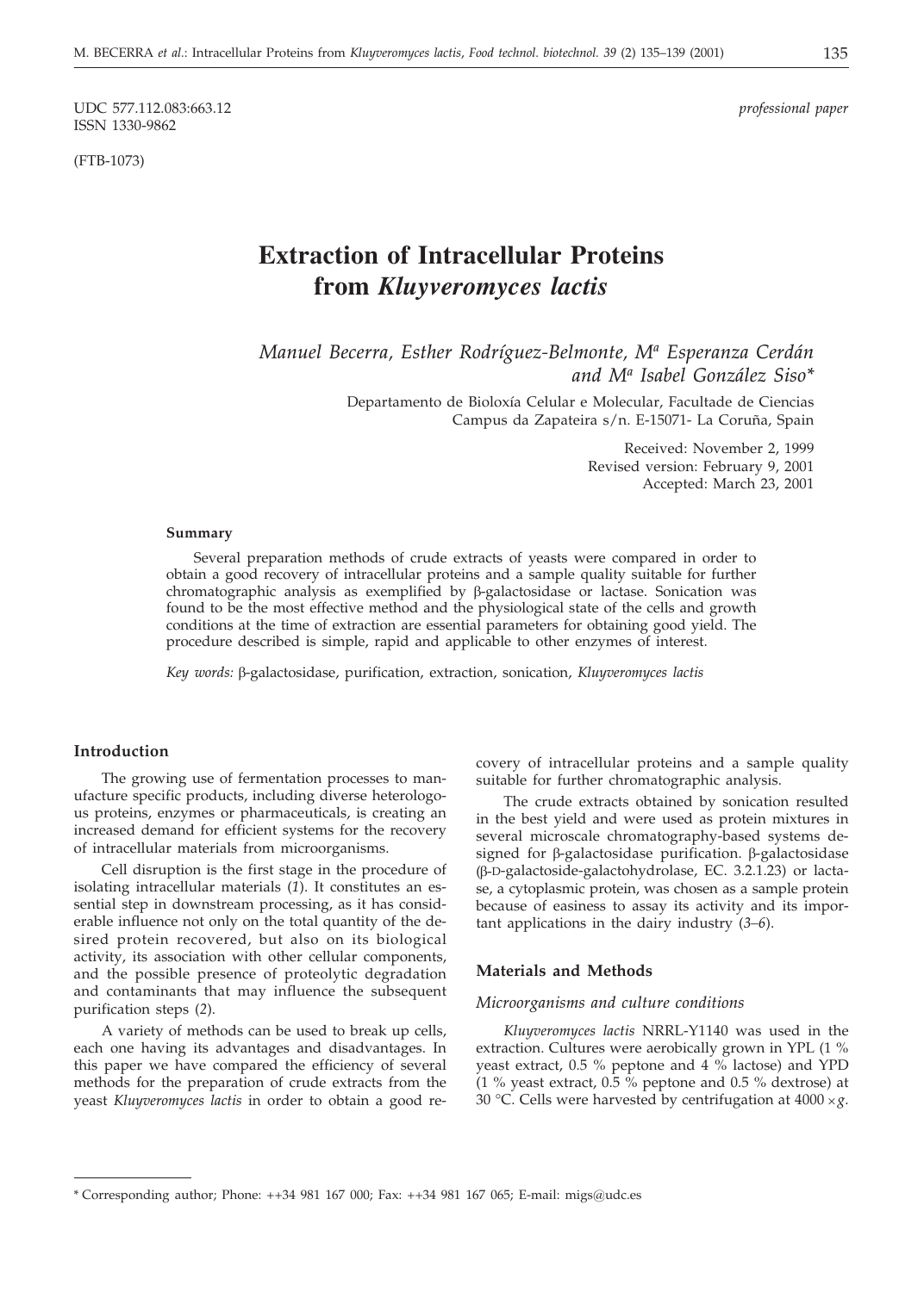UDC 577.112.083:663.12
ISSN 1330-9862

*professional paper*

(FTB-1073)

# Extraction of Intracellular Proteins from *Kluyveromyces lactis*

*Manuel Becerra, Esther Rodríguez-Belmonte, Mª Esperanza Cerdán and Mª Isabel González Siso\**

Departamento de Bioloxía Celular e Molecular, Facultade de Ciencias
Campus da Zapateira s/n. E-15071- La Coruña, Spain

Received: November 2, 1999
Revised version: February 9, 2001
Accepted: March 23, 2001

#### Summary

Several preparation methods of crude extracts of yeasts were compared in order to obtain a good recovery of intracellular proteins and a sample quality suitable for further chromatographic analysis as exemplified by β-galactosidase or lactase. Sonication was found to be the most effective method and the physiological state of the cells and growth conditions at the time of extraction are essential parameters for obtaining good yield. The procedure described is simple, rapid and applicable to other enzymes of interest.

*Key words:* β-galactosidase, purification, extraction, sonication, *Kluyveromyces lactis*

## Introduction

The growing use of fermentation processes to manufacture specific products, including diverse heterologous proteins, enzymes or pharmaceuticals, is creating an increased demand for efficient systems for the recovery of intracellular materials from microorganisms.

Cell disruption is the first stage in the procedure of isolating intracellular materials (*1*). It constitutes an essential step in downstream processing, as it has considerable influence not only on the total quantity of the desired protein recovered, but also on its biological activity, its association with other cellular components, and the possible presence of proteolytic degradation and contaminants that may influence the subsequent purification steps (*2*).

A variety of methods can be used to break up cells, each one having its advantages and disadvantages. In this paper we have compared the efficiency of several methods for the preparation of crude extracts from the yeast *Kluyveromyces lactis* in order to obtain a good recovery of intracellular proteins and a sample quality suitable for further chromatographic analysis.

The crude extracts obtained by sonication resulted in the best yield and were used as protein mixtures in several microscale chromatography-based systems designed for β-galactosidase purification. β-galactosidase (β-D-galactoside-galactohydrolase, EC. 3.2.1.23) or lactase, a cytoplasmic protein, was chosen as a sample protein because of easiness to assay its activity and its important applications in the dairy industry (*3–6*).

## Materials and Methods

### *Microorganisms and culture conditions*

*Kluyveromyces lactis* NRRL-Y1140 was used in the extraction. Cultures were aerobically grown in YPL (1 % yeast extract, 0.5 % peptone and 4 % lactose) and YPD (1 % yeast extract, 0.5 % peptone and 0.5 % dextrose) at 30 °C. Cells were harvested by centrifugation at 4000 × *g*.

---

\* Corresponding author; Phone: ++34 981 167 000; Fax: ++34 981 167 065; E-mail: migs@udc.es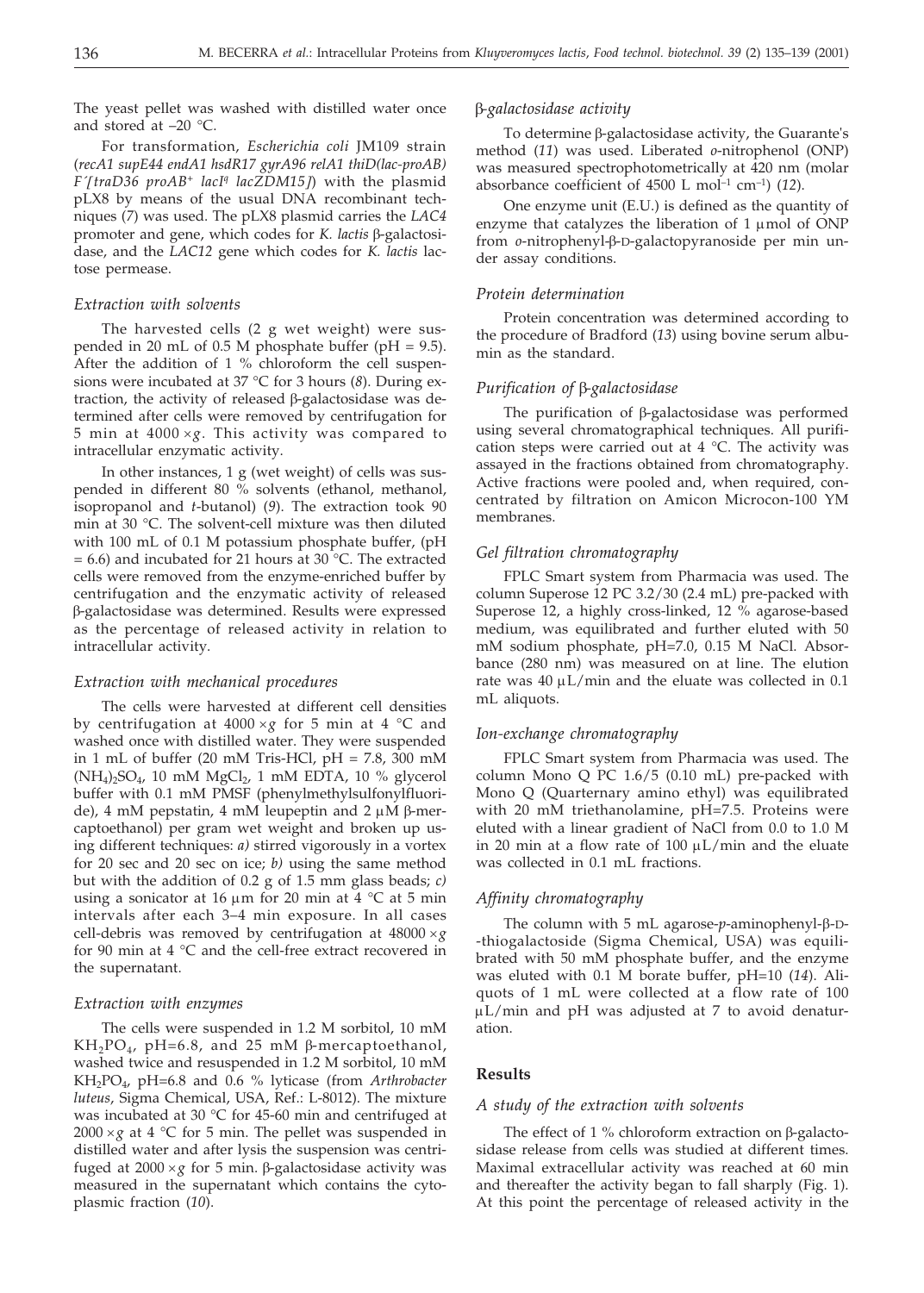The yeast pellet was washed with distilled water once and stored at –20 °C.

For transformation, *Escherichia coli* JM109 strain (*recA1 supE44 endA1 hsdR17 gyrA96 relA1 thiD(lac-proAB) F´[traD36 proAB+ lacIq lacZDM15]*) with the plasmid pLX8 by means of the usual DNA recombinant techniques (*7*) was used. The pLX8 plasmid carries the *LAC4* promoter and gene, which codes for *K. lactis* β-galactosidase, and the *LAC12* gene which codes for *K. lactis* lactose permease.

### *Extraction with solvents*

The harvested cells (2 g wet weight) were suspended in 20 mL of 0.5 M phosphate buffer (pH = 9.5). After the addition of 1 % chloroform the cell suspensions were incubated at 37 °C for 3 hours (*8*). During extraction, the activity of released β-galactosidase was determined after cells were removed by centrifugation for 5 min at 4000 ×*g*. This activity was compared to intracellular enzymatic activity.

In other instances, 1 g (wet weight) of cells was suspended in different 80 % solvents (ethanol, methanol, isopropanol and *t*-butanol) (*9*). The extraction took 90 min at 30 °C. The solvent-cell mixture was then diluted with 100 mL of 0.1 M potassium phosphate buffer, (pH = 6.6) and incubated for 21 hours at 30 °C. The extracted cells were removed from the enzyme-enriched buffer by centrifugation and the enzymatic activity of released β-galactosidase was determined. Results were expressed as the percentage of released activity in relation to intracellular activity.

### *Extraction with mechanical procedures*

The cells were harvested at different cell densities by centrifugation at 4000 ×*g* for 5 min at 4 °C and washed once with distilled water. They were suspended in 1 mL of buffer (20 mM Tris-HCl, pH = 7.8, 300 mM $(NH_4)_2SO_4$, 10 mM $MgCl_2$, 1 mM EDTA, 10 % glycerol buffer with 0.1 mM PMSF (phenylmethylsulfonylfluoride), 4 mM pepstatin, 4 mM leupeptin and 2 μM β-mercaptoethanol) per gram wet weight and broken up using different techniques: *a)* stirred vigorously in a vortex for 20 sec and 20 sec on ice; *b)* using the same method but with the addition of 0.2 g of 1.5 mm glass beads; *c)* using a sonicator at 16 μm for 20 min at 4 °C at 5 min intervals after each 3–4 min exposure. In all cases cell-debris was removed by centrifugation at 48000 ×*g* for 90 min at 4 °C and the cell-free extract recovered in the supernatant.

### *Extraction with enzymes*

The cells were suspended in 1.2 M sorbitol, 10 mM $KH_2PO_4$, pH=6.8, and 25 mM β-mercaptoethanol, washed twice and resuspended in 1.2 M sorbitol, 10 mM $KH_2PO_4$, pH=6.8 and 0.6 % lyticase (from *Arthrobacter luteus*, Sigma Chemical, USA, Ref.: L-8012). The mixture was incubated at 30 °C for 45-60 min and centrifuged at 2000 ×*g* at 4 °C for 5 min. The pellet was suspended in distilled water and after lysis the suspension was centrifuged at 2000 ×*g* for 5 min. β-galactosidase activity was measured in the supernatant which contains the cytoplasmic fraction (*10*).

### β-*galactosidase activity*

To determine β-galactosidase activity, the Guarante's method (*11*) was used. Liberated *o*-nitrophenol (ONP) was measured spectrophotometrically at 420 nm (molar absorbance coefficient of 4500 L mol$^{-1}$ cm$^{-1}$) (*12*).

One enzyme unit (E.U.) is defined as the quantity of enzyme that catalyzes the liberation of 1 μmol of ONP from *o*-nitrophenyl-β-D-galactopyranoside per min under assay conditions.

### *Protein determination*

Protein concentration was determined according to the procedure of Bradford (*13*) using bovine serum albumin as the standard.

### *Purification of* β*-galactosidase*

The purification of β-galactosidase was performed using several chromatographical techniques. All purification steps were carried out at 4 °C. The activity was assayed in the fractions obtained from chromatography. Active fractions were pooled and, when required, concentrated by filtration on Amicon Microcon-100 YM membranes.

### *Gel filtration chromatography*

FPLC Smart system from Pharmacia was used. The column Superose 12 PC 3.2/30 (2.4 mL) pre-packed with Superose 12, a highly cross-linked, 12 % agarose-based medium, was equilibrated and further eluted with 50 mM sodium phosphate, pH=7.0, 0.15 M NaCl. Absorbance (280 nm) was measured on at line. The elution rate was 40 μL/min and the eluate was collected in 0.1 mL aliquots.

### *Ion-exchange chromatography*

FPLC Smart system from Pharmacia was used. The column Mono Q PC 1.6/5 (0.10 mL) pre-packed with Mono Q (Quarternary amino ethyl) was equilibrated with 20 mM triethanolamine, pH=7.5. Proteins were eluted with a linear gradient of NaCl from 0.0 to 1.0 M in 20 min at a flow rate of 100 μL/min and the eluate was collected in 0.1 mL fractions.

### *Affinity chromatography*

The column with 5 mL agarose-*p*-aminophenyl-β-D--thiogalactoside (Sigma Chemical, USA) was equilibrated with 50 mM phosphate buffer, and the enzyme was eluted with 0.1 M borate buffer, pH=10 (*14*). Aliquots of 1 mL were collected at a flow rate of 100 μL/min and pH was adjusted at 7 to avoid denaturation.

## Results

### *A study of the extraction with solvents*

The effect of 1 % chloroform extraction on β-galactosidase release from cells was studied at different times. Maximal extracellular activity was reached at 60 min and thereafter the activity began to fall sharply (Fig. 1). At this point the percentage of released activity in the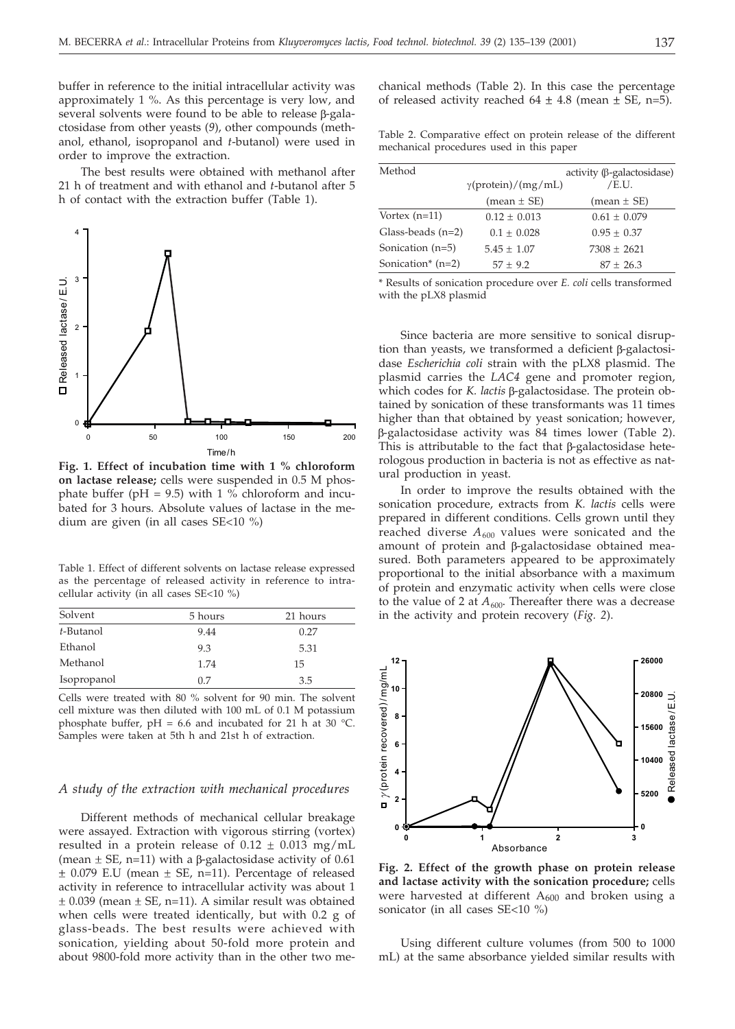buffer in reference to the initial intracellular activity was approximately 1 %. As this percentage is very low, and several solvents were found to be able to release β-galactosidase from other yeasts (*9*), other compounds (methanol, ethanol, isopropanol and *t*-butanol) were used in order to improve the extraction.

The best results were obtained with methanol after 21 h of treatment and with ethanol and *t*-butanol after 5 h of contact with the extraction buffer (Table 1).

**Fig. 1. Effect of incubation time with 1 % chloroform on lactase release;** cells were suspended in 0.5 M phosphate buffer (pH = 9.5) with 1 % chloroform and incubated for 3 hours. Absolute values of lactase in the medium are given (in all cases SE<10 %)

Table 1. Effect of different solvents on lactase release expressed as the percentage of released activity in reference to intracellular activity (in all cases SE<10 %)

| Solvent | 5 hours | 21 hours |
|---|---|---|
| *t*-Butanol | 9.44 | 0.27 |
| Ethanol | 9.3 | 5.31 |
| Methanol | 1.74 | 15 |
| Isopropanol | 0.7 | 3.5 |

Cells were treated with 80 % solvent for 90 min. The solvent cell mixture was then diluted with 100 mL of 0.1 M potassium phosphate buffer, pH = 6.6 and incubated for 21 h at 30 °C. Samples were taken at 5th h and 21st h of extraction.

### *A study of the extraction with mechanical procedures*

Different methods of mechanical cellular breakage were assayed. Extraction with vigorous stirring (vortex) resulted in a protein release of 0.12 ± 0.013 mg/mL (mean ± SE, n=11) with a β-galactosidase activity of 0.61 ± 0.079 E.U (mean ± SE, n=11). Percentage of released activity in reference to intracellular activity was about 1 ± 0.039 (mean ± SE, n=11). A similar result was obtained when cells were treated identically, but with 0.2 g of glass-beads. The best results were achieved with sonication, yielding about 50-fold more protein and about 9800-fold more activity than in the other two mechanical methods (Table 2). In this case the percentage of released activity reached 64 ± 4.8 (mean ± SE, n=5).

Table 2. Comparative effect on protein release of the different mechanical procedures used in this paper

| Method | γ(protein)/(mg/mL) (mean ± SE) | activity (β-galactosidase) /E.U. (mean ± SE) |
|---|---|---|
| Vortex (n=11) | 0.12 ± 0.013 | 0.61 ± 0.079 |
| Glass-beads (n=2) | 0.1 ± 0.028 | 0.95 ± 0.37 |
| Sonication (n=5) | 5.45 ± 1.07 | 7308 ± 2621 |
| Sonication* (n=2) | 57 ± 9.2 | 87 ± 26.3 |

\* Results of sonication procedure over *E. coli* cells transformed with the pLX8 plasmid

Since bacteria are more sensitive to sonical disruption than yeasts, we transformed a deficient β-galactosidase *Escherichia coli* strain with the pLX8 plasmid. The plasmid carries the *LAC4* gene and promoter region, which codes for *K. lactis* β-galactosidase. The protein obtained by sonication of these transformants was 11 times higher than that obtained by yeast sonication; however, β-galactosidase activity was 84 times lower (Table 2). This is attributable to the fact that β-galactosidase heterologous production in bacteria is not as effective as natural production in yeast.

In order to improve the results obtained with the sonication procedure, extracts from *K. lactis* cells were prepared in different conditions. Cells grown until they reached diverse $A_{600}$ values were sonicated and the amount of protein and β-galactosidase obtained measured. Both parameters appeared to be approximately proportional to the initial absorbance with a maximum of protein and enzymatic activity when cells were close to the value of 2 at $A_{600}$. Thereafter there was a decrease in the activity and protein recovery (*Fig. 2*).

**Fig. 2. Effect of the growth phase on protein release and lactase activity with the sonication procedure;** cells were harvested at different $A_{600}$ and broken using a sonicator (in all cases SE<10 %)

Using different culture volumes (from 500 to 1000 mL) at the same absorbance yielded similar results with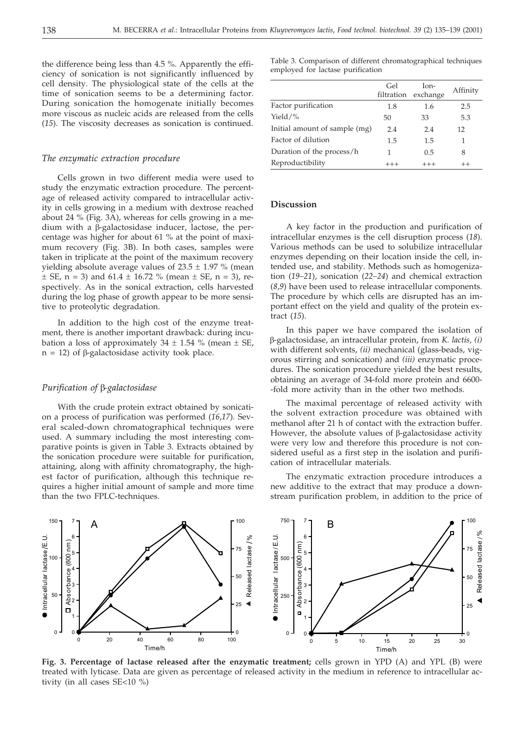the difference being less than 4.5 %. Apparently the efficiency of sonication is not significantly influenced by cell density. The physiological state of the cells at the time of sonication seems to be a determining factor. During sonication the homogenate initially becomes more viscous as nucleic acids are released from the cells (*15*). The viscosity decreases as sonication is continued.

### *The enzymatic extraction procedure*

Cells grown in two different media were used to study the enzymatic extraction procedure. The percentage of released activity compared to intracellular activity in cells growing in a medium with dextrose reached about 24 % (Fig. 3A), whereas for cells growing in a medium with a β-galactosidase inducer, lactose, the percentage was higher for about 61 % at the point of maximum recovery (Fig. 3B). In both cases, samples were taken in triplicate at the point of the maximum recovery yielding absolute average values of 23.5 ± 1.97 % (mean ± SE, n = 3) and 61.4 ± 16.72 % (mean ± SE, n = 3), respectively. As in the sonical extraction, cells harvested during the log phase of growth appear to be more sensitive to proteolytic degradation.

In addition to the high cost of the enzyme treatment, there is another important drawback: during incubation a loss of approximately 34 ± 1.54 % (mean ± SE, n = 12) of β-galactosidase activity took place.

### *Purification of* β*-galactosidase*

With the crude protein extract obtained by sonication a process of purification was performed (*16,17*). Several scaled-down chromatographical techniques were used. A summary including the most interesting comparative points is given in Table 3. Extracts obtained by the sonication procedure were suitable for purification, attaining, along with affinity chromatography, the highest factor of purification, although this technique requires a higher initial amount of sample and more time than the two FPLC-techniques.

Table 3. Comparison of different chromatographical techniques employed for lactase purification

| | Gel filtration | Ion-exchange | Affinity |
|---|---|---|---|
| Factor purification | 1.8 | 1.6 | 2.5 |
| Yield/% | 50 | 33 | 5.3 |
| Initial amount of sample (mg) | 2.4 | 2.4 | 12 |
| Factor of dilution | 1.5 | 1.5 | 1 |
| Duration of the process/h | 1 | 0.5 | 8 |
| Reproductibility | +++ | +++ | ++ |

## Discussion

A key factor in the production and purification of intracellular enzymes is the cell disruption process (*18*). Various methods can be used to solubilize intracellular enzymes depending on their location inside the cell, intended use, and stability. Methods such as homogenization (*19–21*), sonication (*22–24*) and chemical extraction (*8,9*) have been used to release intracellular components. The procedure by which cells are disrupted has an important effect on the yield and quality of the protein extract (*15*).

In this paper we have compared the isolation of β-galactosidase, an intracellular protein, from *K. lactis, (i)* with different solvents, *(ii)* mechanical (glass-beads, vigorous stirring and sonication) and *(iii)* enzymatic procedures. The sonication procedure yielded the best results, obtaining an average of 34-fold more protein and 6600-fold more activity than in the other two methods.

The maximal percentage of released activity with the solvent extraction procedure was obtained with methanol after 21 h of contact with the extraction buffer. However, the absolute values of β-galactosidase activity were very low and therefore this procedure is not considered useful as a first step in the isolation and purification of intracellular materials.

The enzymatic extraction procedure introduces a new additive to the extract that may produce a downstream purification problem, in addition to the price of

**Fig. 3. Percentage of lactase released after the enzymatic treatment;** cells grown in YPD (A) and YPL (B) were treated with lyticase. Data are given as percentage of released activity in the medium in reference to intracellular activity (in all cases SE<10 %)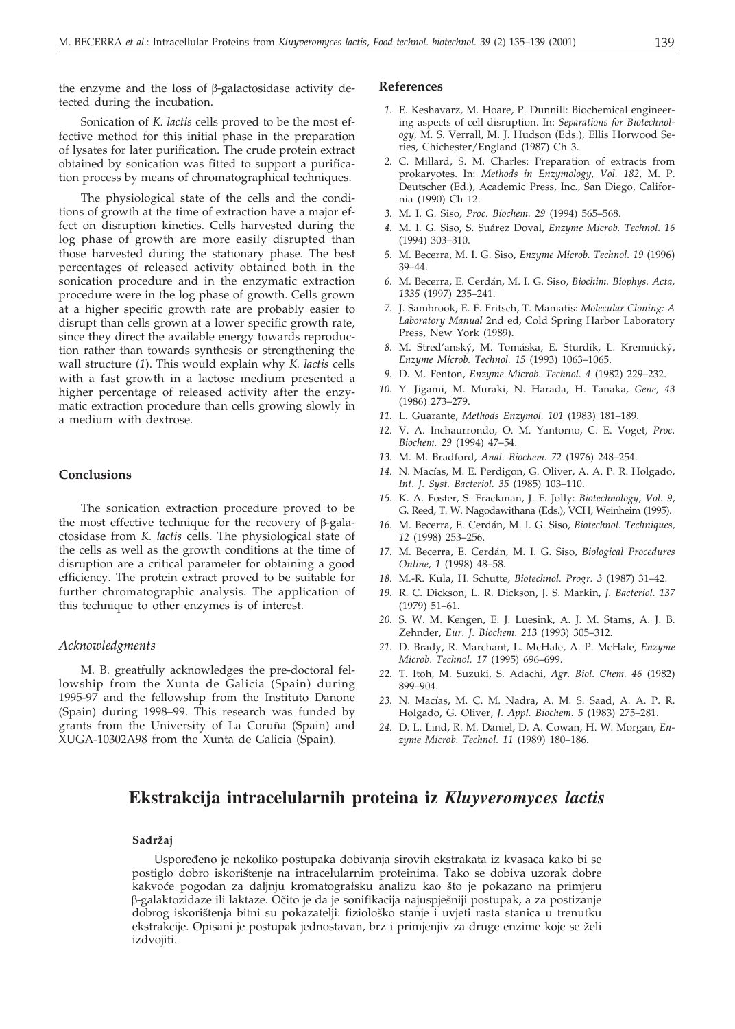the enzyme and the loss of β-galactosidase activity detected during the incubation.

Sonication of *K. lactis* cells proved to be the most effective method for this initial phase in the preparation of lysates for later purification. The crude protein extract obtained by sonication was fitted to support a purification process by means of chromatographical techniques.

The physiological state of the cells and the conditions of growth at the time of extraction have a major effect on disruption kinetics. Cells harvested during the log phase of growth are more easily disrupted than those harvested during the stationary phase. The best percentages of released activity obtained both in the sonication procedure and in the enzymatic extraction procedure were in the log phase of growth. Cells grown at a higher specific growth rate are probably easier to disrupt than cells grown at a lower specific growth rate, since they direct the available energy towards reproduction rather than towards synthesis or strengthening the wall structure (*1*). This would explain why *K. lactis* cells with a fast growth in a lactose medium presented a higher percentage of released activity after the enzymatic extraction procedure than cells growing slowly in a medium with dextrose.

## Conclusions

The sonication extraction procedure proved to be the most effective technique for the recovery of β-galactosidase from *K. lactis* cells. The physiological state of the cells as well as the growth conditions at the time of disruption are a critical parameter for obtaining a good efficiency. The protein extract proved to be suitable for further chromatographic analysis. The application of this technique to other enzymes is of interest.

### *Acknowledgments*

M. B. greatfully acknowledges the pre-doctoral fellowship from the Xunta de Galicia (Spain) during 1995-97 and the fellowship from the Instituto Danone (Spain) during 1998–99. This research was funded by grants from the University of La Coruña (Spain) and XUGA-10302A98 from the Xunta de Galicia (Spain).

## References

1. E. Keshavarz, M. Hoare, P. Dunnill: Biochemical engineering aspects of cell disruption. In: *Separations for Biotechnology*, M. S. Verrall, M. J. Hudson (Eds.), Ellis Horwood Series, Chichester/England (1987) Ch 3.
2. C. Millard, S. M. Charles: Preparation of extracts from prokaryotes. In: *Methods in Enzymology, Vol. 182*, M. P. Deutscher (Ed.), Academic Press, Inc., San Diego, California (1990) Ch 12.
3. M. I. G. Siso, *Proc. Biochem. 29* (1994) 565–568.
4. M. I. G. Siso, S. Suárez Doval, *Enzyme Microb. Technol. 16* (1994) 303–310.
5. M. Becerra, M. I. G. Siso, *Enzyme Microb. Technol. 19* (1996) 39–44.
6. M. Becerra, E. Cerdán, M. I. G. Siso, *Biochim. Biophys. Acta, 1335* (1997) 235–241.
7. J. Sambrook, E. F. Fritsch, T. Maniatis: *Molecular Cloning: A Laboratory Manual* 2nd ed, Cold Spring Harbor Laboratory Press, New York (1989).
8. M. Stred'anský, M. Tomáska, E. Sturdík, L. Kremnický, *Enzyme Microb. Technol. 15* (1993) 1063–1065.
9. D. M. Fenton, *Enzyme Microb. Technol. 4* (1982) 229–232.
10. Y. Jigami, M. Muraki, N. Harada, H. Tanaka, *Gene, 43* (1986) 273–279.
11. L. Guarante, *Methods Enzymol. 101* (1983) 181–189.
12. V. A. Inchaurrondo, O. M. Yantorno, C. E. Voget, *Proc. Biochem. 29* (1994) 47–54.
13. M. M. Bradford, *Anal. Biochem. 72* (1976) 248–254.
14. N. Macías, M. E. Perdigon, G. Oliver, A. A. P. R. Holgado, *Int. J. Syst. Bacteriol. 35* (1985) 103–110.
15. K. A. Foster, S. Frackman, J. F. Jolly: *Biotechnology, Vol. 9*, G. Reed, T. W. Nagodawithana (Eds.), VCH, Weinheim (1995).
16. M. Becerra, E. Cerdán, M. I. G. Siso, *Biotechnol. Techniques, 12* (1998) 253–256.
17. M. Becerra, E. Cerdán, M. I. G. Siso, *Biological Procedures Online, 1* (1998) 48–58.
18. M.-R. Kula, H. Schutte, *Biotechnol. Progr. 3* (1987) 31–42.
19. R. C. Dickson, L. R. Dickson, J. S. Markin, *J. Bacteriol. 137* (1979) 51–61.
20. S. W. M. Kengen, E. J. Luesink, A. J. M. Stams, A. J. B. Zehnder, *Eur. J. Biochem. 213* (1993) 305–312.
21. D. Brady, R. Marchant, L. McHale, A. P. McHale, *Enzyme Microb. Technol. 17* (1995) 696–699.
22. T. Itoh, M. Suzuki, S. Adachi, *Agr. Biol. Chem. 46* (1982) 899–904.
23. N. Macías, M. C. M. Nadra, A. M. S. Saad, A. A. P. R. Holgado, G. Oliver, *J. Appl. Biochem. 5* (1983) 275–281.
24. D. L. Lind, R. M. Daniel, D. A. Cowan, H. W. Morgan, *Enzyme Microb. Technol. 11* (1989) 180–186.

# Ekstrakcija intracelularnih proteina iz *Kluyveromyces lactis*

### Sadržaj

Uspoređeno je nekoliko postupaka dobivanja sirovih ekstrakata iz kvasaca kako bi se postiglo dobro iskorištenje na intracelularnim proteinima. Tako se dobiva uzorak dobre kakvoće pogodan za daljnju kromatografsku analizu kao što je pokazano na primjeru β-galaktozidaze ili laktaze. Očito je da je sonifikacija najuspješniji postupak, a za postizanje dobrog iskorištenja bitni su pokazatelji: fiziološko stanje i uvjeti rasta stanica u trenutku ekstrakcije. Opisani je postupak jednostavan, brz i primjenjiv za druge enzime koje se želi izdvojiti.